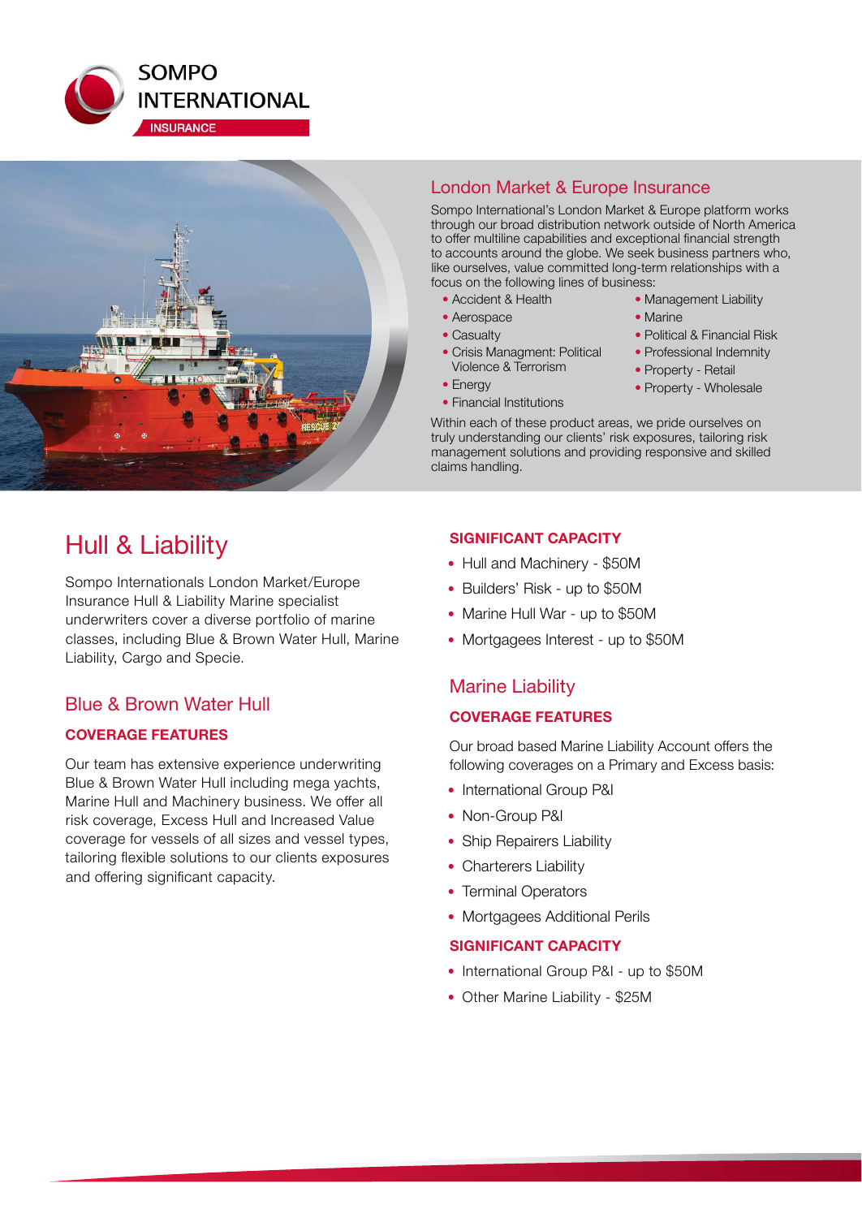SOMPO INTERNATIONAL

INSURANCE

## London Market & Europe Insurance

Sompo International's London Market & Europe platform works through our broad distribution network outside of North America to offer multiline capabilities and exceptional financial strength to accounts around the globe. We seek business partners who, like ourselves, value committed long-term relationships with a focus on the following lines of business:

- Accident & Health
- Aerospace
- Casualty
- Crisis Managment: Political Violence & Terrorism
- Energy
- Financial Institutions
- Management Liability
- Marine
- Political & Financial Risk
- Professional Indemnity
- Property - Retail
- Property - Wholesale

Within each of these product areas, we pride ourselves on truly understanding our clients' risk exposures, tailoring risk management solutions and providing responsive and skilled claims handling.

# Hull & Liability

Sompo Internationals London Market/Europe Insurance Hull & Liability Marine specialist underwriters cover a diverse portfolio of marine classes, including Blue & Brown Water Hull, Marine Liability, Cargo and Specie.

## Blue & Brown Water Hull

### COVERAGE FEATURES

Our team has extensive experience underwriting Blue & Brown Water Hull including mega yachts, Marine Hull and Machinery business. We offer all risk coverage, Excess Hull and Increased Value coverage for vessels of all sizes and vessel types, tailoring flexible solutions to our clients exposures and offering significant capacity.

### SIGNIFICANT CAPACITY

- Hull and Machinery - $50M
- Builders' Risk - up to $50M
- Marine Hull War - up to $50M
- Mortgagees Interest - up to $50M

## Marine Liability

### COVERAGE FEATURES

Our broad based Marine Liability Account offers the following coverages on a Primary and Excess basis:

- International Group P&I
- Non-Group P&I
- Ship Repairers Liability
- Charterers Liability
- Terminal Operators
- Mortgagees Additional Perils

### SIGNIFICANT CAPACITY

- International Group P&I - up to $50M
- Other Marine Liability - $25M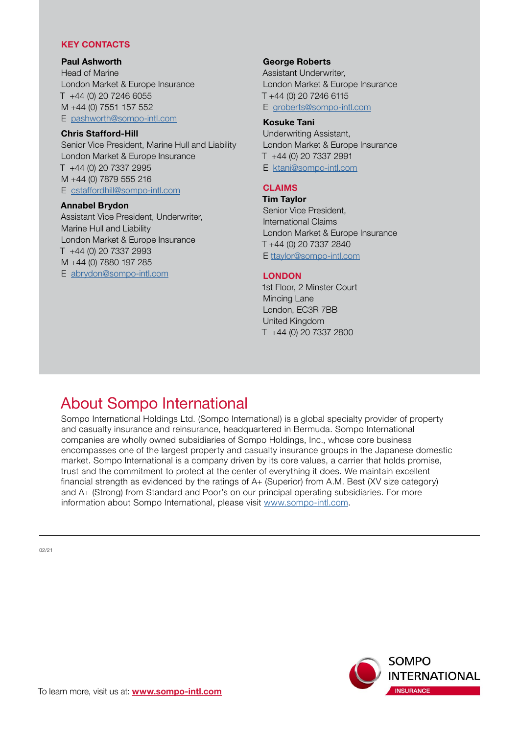## KEY CONTACTS

**Paul Ashworth**
Head of Marine
London Market & Europe Insurance
T +44 (0) 20 7246 6055
M +44 (0) 7551 157 552
E pashworth@sompo-intl.com

**Chris Stafford-Hill**
Senior Vice President, Marine Hull and Liability
London Market & Europe Insurance
T +44 (0) 20 7337 2995
M +44 (0) 7879 555 216
E cstaffordhill@sompo-intl.com

**Annabel Brydon**
Assistant Vice President, Underwriter,
Marine Hull and Liability
London Market & Europe Insurance
T +44 (0) 20 7337 2993
M +44 (0) 7880 197 285
E abrydon@sompo-intl.com

**George Roberts**
Assistant Underwriter,
London Market & Europe Insurance
T +44 (0) 20 7246 6115
E groberts@sompo-intl.com

**Kosuke Tani**
Underwriting Assistant,
London Market & Europe Insurance
T +44 (0) 20 7337 2991
E ktani@sompo-intl.com

## CLAIMS

**Tim Taylor**
Senior Vice President,
International Claims
London Market & Europe Insurance
T +44 (0) 20 7337 2840
E ttaylor@sompo-intl.com

## LONDON

1st Floor, 2 Minster Court
Mincing Lane
London, EC3R 7BB
United Kingdom
T +44 (0) 20 7337 2800

# About Sompo International

Sompo International Holdings Ltd. (Sompo International) is a global specialty provider of property and casualty insurance and reinsurance, headquartered in Bermuda. Sompo International companies are wholly owned subsidiaries of Sompo Holdings, Inc., whose core business encompasses one of the largest property and casualty insurance groups in the Japanese domestic market. Sompo International is a company driven by its core values, a carrier that holds promise, trust and the commitment to protect at the center of everything it does. We maintain excellent financial strength as evidenced by the ratings of A+ (Superior) from A.M. Best (XV size category) and A+ (Strong) from Standard and Poor's on our principal operating subsidiaries. For more information about Sompo International, please visit www.sompo-intl.com.

02/21

To learn more, visit us at: **www.sompo-intl.com**

SOMPO INTERNATIONAL
INSURANCE